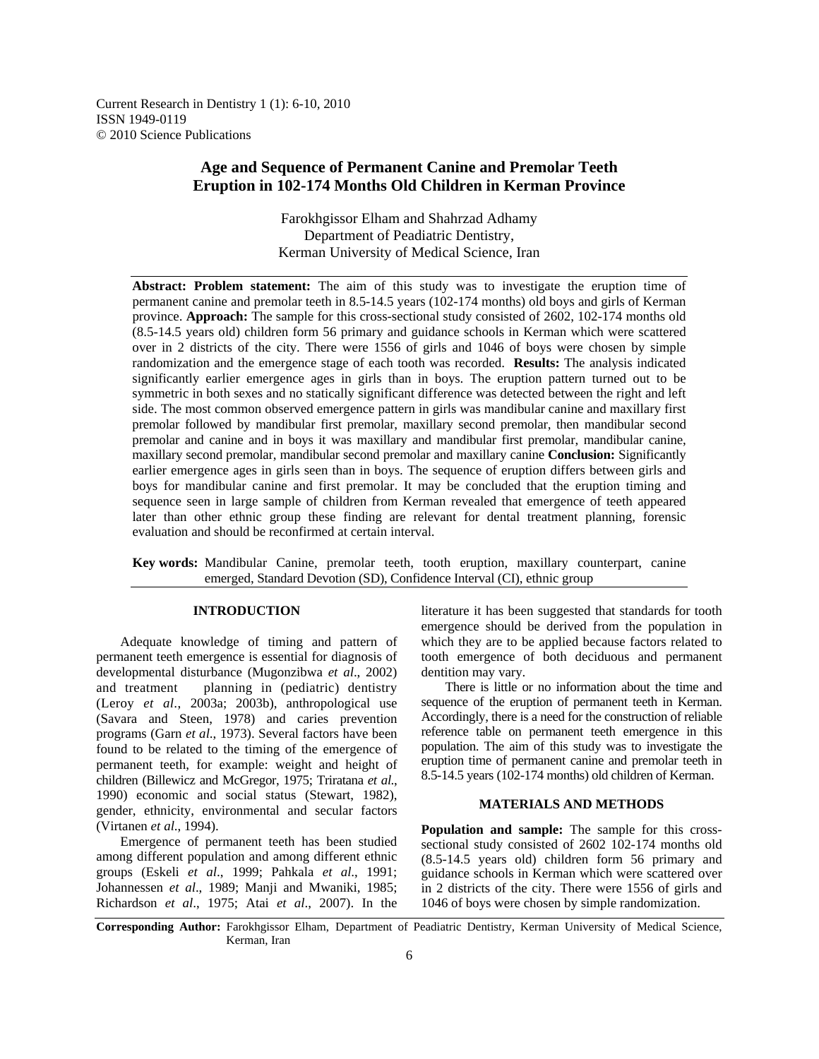Current Research in Dentistry 1 (1): 6-10, 2010
ISSN 1949-0119
© 2010 Science Publications

# Age and Sequence of Permanent Canine and Premolar Teeth Eruption in 102-174 Months Old Children in Kerman Province

Farokhgissor Elham and Shahrzad Adhamy
Department of Peadiatric Dentistry,
Kerman University of Medical Science, Iran

**Abstract: Problem statement:** The aim of this study was to investigate the eruption time of permanent canine and premolar teeth in 8.5-14.5 years (102-174 months) old boys and girls of Kerman province. **Approach:** The sample for this cross-sectional study consisted of 2602, 102-174 months old (8.5-14.5 years old) children form 56 primary and guidance schools in Kerman which were scattered over in 2 districts of the city. There were 1556 of girls and 1046 of boys were chosen by simple randomization and the emergence stage of each tooth was recorded. **Results:** The analysis indicated significantly earlier emergence ages in girls than in boys. The eruption pattern turned out to be symmetric in both sexes and no statically significant difference was detected between the right and left side. The most common observed emergence pattern in girls was mandibular canine and maxillary first premolar followed by mandibular first premolar, maxillary second premolar, then mandibular second premolar and canine and in boys it was maxillary and mandibular first premolar, mandibular canine, maxillary second premolar, mandibular second premolar and maxillary canine **Conclusion:** Significantly earlier emergence ages in girls seen than in boys. The sequence of eruption differs between girls and boys for mandibular canine and first premolar. It may be concluded that the eruption timing and sequence seen in large sample of children from Kerman revealed that emergence of teeth appeared later than other ethnic group these finding are relevant for dental treatment planning, forensic evaluation and should be reconfirmed at certain interval.

**Key words:** Mandibular Canine, premolar teeth, tooth eruption, maxillary counterpart, canine emerged, Standard Devotion (SD), Confidence Interval (CI), ethnic group

## INTRODUCTION

Adequate knowledge of timing and pattern of permanent teeth emergence is essential for diagnosis of developmental disturbance (Mugonzibwa *et al*., 2002) and treatment planning in (pediatric) dentistry (Leroy *et al*., 2003a; 2003b), anthropological use (Savara and Steen, 1978) and caries prevention programs (Garn *et al*., 1973). Several factors have been found to be related to the timing of the emergence of permanent teeth, for example: weight and height of children (Billewicz and McGregor, 1975; Triratana *et al*., 1990) economic and social status (Stewart, 1982), gender, ethnicity, environmental and secular factors (Virtanen *et al*., 1994).

Emergence of permanent teeth has been studied among different population and among different ethnic groups (Eskeli *et al*., 1999; Pahkala *et al*., 1991; Johannessen *et al*., 1989; Manji and Mwaniki, 1985; Richardson *et al*., 1975; Atai *et al*., 2007). In the literature it has been suggested that standards for tooth emergence should be derived from the population in which they are to be applied because factors related to tooth emergence of both deciduous and permanent dentition may vary.

There is little or no information about the time and sequence of the eruption of permanent teeth in Kerman. Accordingly, there is a need for the construction of reliable reference table on permanent teeth emergence in this population. The aim of this study was to investigate the eruption time of permanent canine and premolar teeth in 8.5-14.5 years (102-174 months) old children of Kerman.

## MATERIALS AND METHODS

**Population and sample:** The sample for this cross-sectional study consisted of 2602 102-174 months old (8.5-14.5 years old) children form 56 primary and guidance schools in Kerman which were scattered over in 2 districts of the city. There were 1556 of girls and 1046 of boys were chosen by simple randomization.

**Corresponding Author:** Farokhgissor Elham, Department of Peadiatric Dentistry, Kerman University of Medical Science, Kerman, Iran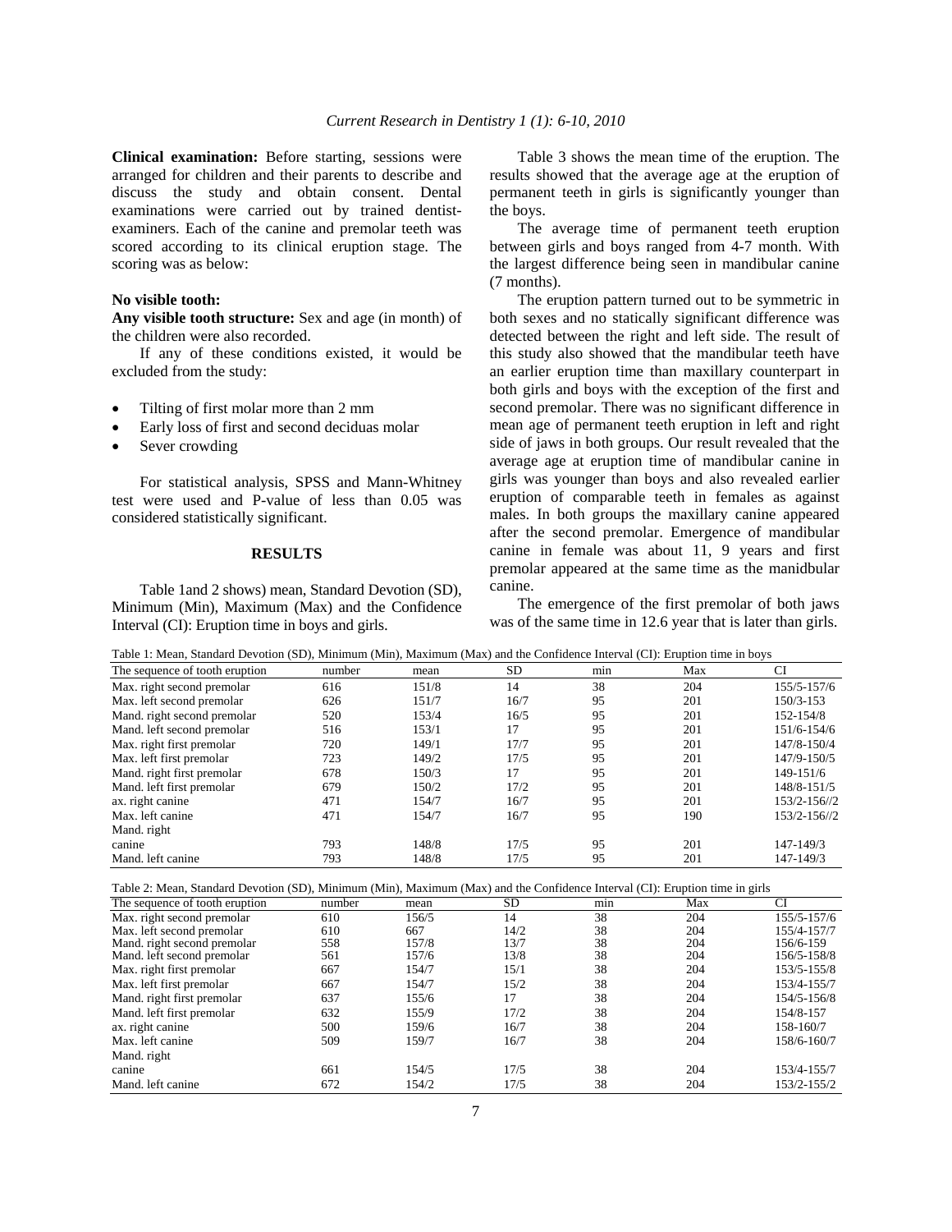**Clinical examination:** Before starting, sessions were arranged for children and their parents to describe and discuss the study and obtain consent. Dental examinations were carried out by trained dentist-examiners. Each of the canine and premolar teeth was scored according to its clinical eruption stage. The scoring was as below:

**No visible tooth:**

**Any visible tooth structure:** Sex and age (in month) of the children were also recorded.

If any of these conditions existed, it would be excluded from the study:

- Tilting of first molar more than 2 mm
- Early loss of first and second deciduas molar
- Sever crowding

For statistical analysis, SPSS and Mann-Whitney test were used and P-value of less than 0.05 was considered statistically significant.

## RESULTS

Table 1and 2 shows) mean, Standard Devotion (SD), Minimum (Min), Maximum (Max) and the Confidence Interval (CI): Eruption time in boys and girls.

Table 3 shows the mean time of the eruption. The results showed that the average age at the eruption of permanent teeth in girls is significantly younger than the boys.

The average time of permanent teeth eruption between girls and boys ranged from 4-7 month. With the largest difference being seen in mandibular canine (7 months).

The eruption pattern turned out to be symmetric in both sexes and no statically significant difference was detected between the right and left side. The result of this study also showed that the mandibular teeth have an earlier eruption time than maxillary counterpart in both girls and boys with the exception of the first and second premolar. There was no significant difference in mean age of permanent teeth eruption in left and right side of jaws in both groups. Our result revealed that the average age at eruption time of mandibular canine in girls was younger than boys and also revealed earlier eruption of comparable teeth in females as against males. In both groups the maxillary canine appeared after the second premolar. Emergence of mandibular canine in female was about 11, 9 years and first premolar appeared at the same time as the manidbular canine.

The emergence of the first premolar of both jaws was of the same time in 12.6 year that is later than girls.

Table 1: Mean, Standard Devotion (SD), Minimum (Min), Maximum (Max) and the Confidence Interval (CI): Eruption time in boys

| The sequence of tooth eruption | number | mean | SD | min | Max | CI |
|---|---|---|---|---|---|---|
| Max. right second premolar | 616 | 151/8 | 14 | 38 | 204 | 155/5-157/6 |
| Max. left second premolar | 626 | 151/7 | 16/7 | 95 | 201 | 150/3-153 |
| Mand. right second premolar | 520 | 153/4 | 16/5 | 95 | 201 | 152-154/8 |
| Mand. left second premolar | 516 | 153/1 | 17 | 95 | 201 | 151/6-154/6 |
| Max. right first premolar | 720 | 149/1 | 17/7 | 95 | 201 | 147/8-150/4 |
| Max. left first premolar | 723 | 149/2 | 17/5 | 95 | 201 | 147/9-150/5 |
| Mand. right first premolar | 678 | 150/3 | 17 | 95 | 201 | 149-151/6 |
| Mand. left first premolar | 679 | 150/2 | 17/2 | 95 | 201 | 148/8-151/5 |
| ax. right canine | 471 | 154/7 | 16/7 | 95 | 201 | 153/2-156//2 |
| Max. left canine | 471 | 154/7 | 16/7 | 95 | 190 | 153/2-156//2 |
| Mand. right canine | 793 | 148/8 | 17/5 | 95 | 201 | 147-149/3 |
| Mand. left canine | 793 | 148/8 | 17/5 | 95 | 201 | 147-149/3 |

Table 2: Mean, Standard Devotion (SD), Minimum (Min), Maximum (Max) and the Confidence Interval (CI): Eruption time in girls

| The sequence of tooth eruption | number | mean | SD | min | Max | CI |
|---|---|---|---|---|---|---|
| Max. right second premolar | 610 | 156/5 | 14 | 38 | 204 | 155/5-157/6 |
| Max. left second premolar | 610 | 667 | 14/2 | 38 | 204 | 155/4-157/7 |
| Mand. right second premolar | 558 | 157/8 | 13/7 | 38 | 204 | 156/6-159 |
| Mand. left second premolar | 561 | 157/6 | 13/8 | 38 | 204 | 156/5-158/8 |
| Max. right first premolar | 667 | 154/7 | 15/1 | 38 | 204 | 153/5-155/8 |
| Max. left first premolar | 667 | 154/7 | 15/2 | 38 | 204 | 153/4-155/7 |
| Mand. right first premolar | 637 | 155/6 | 17 | 38 | 204 | 154/5-156/8 |
| Mand. left first premolar | 632 | 155/9 | 17/2 | 38 | 204 | 154/8-157 |
| ax. right canine | 500 | 159/6 | 16/7 | 38 | 204 | 158-160/7 |
| Max. left canine | 509 | 159/7 | 16/7 | 38 | 204 | 158/6-160/7 |
| Mand. right canine | 661 | 154/5 | 17/5 | 38 | 204 | 153/4-155/7 |
| Mand. left canine | 672 | 154/2 | 17/5 | 38 | 204 | 153/2-155/2 |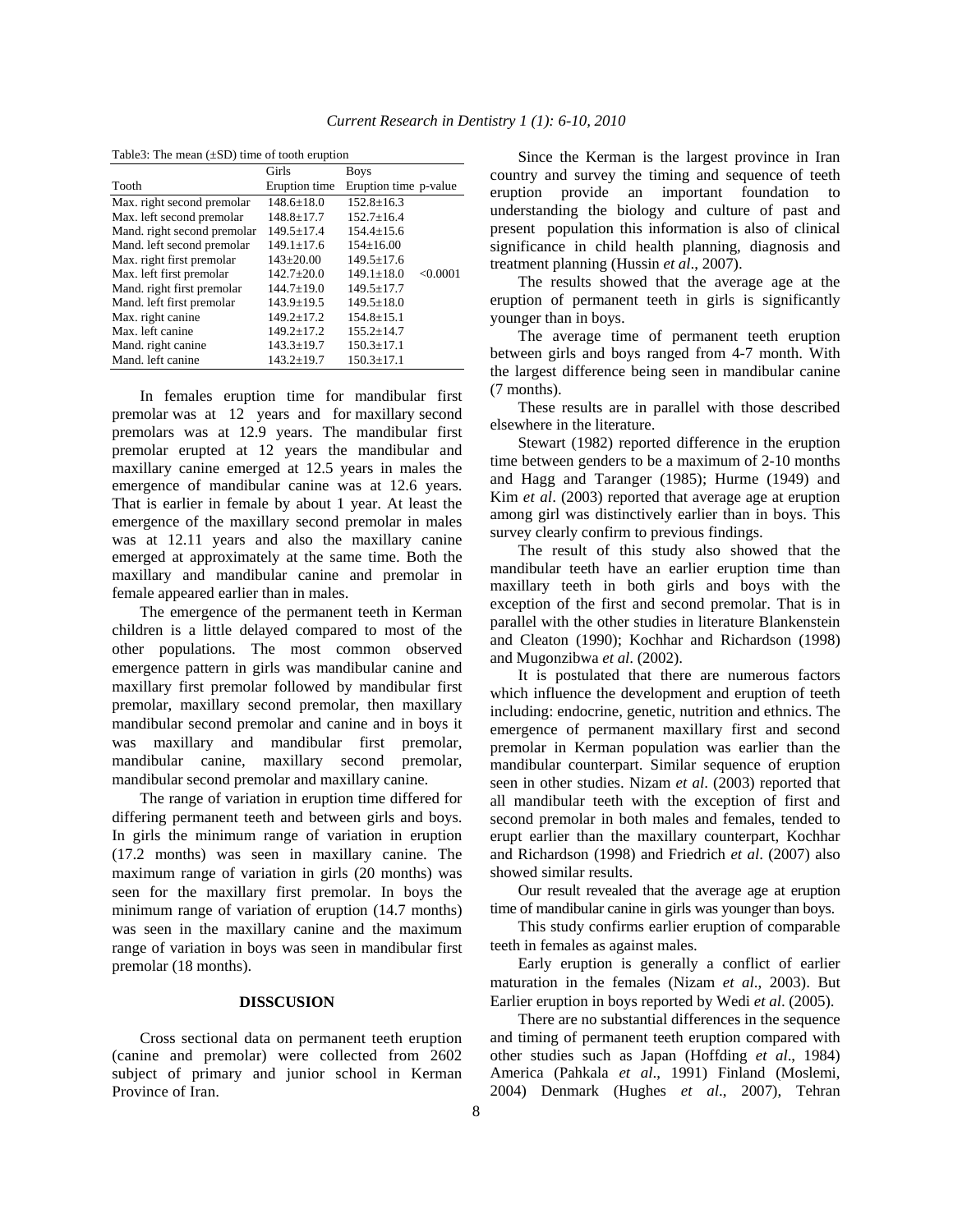Table3: The mean (±SD) time of tooth eruption

| Tooth | Girls Eruption time | Boys Eruption time | p-value |
|---|---|---|---|
| Max. right second premolar | 148.6±18.0 | 152.8±16.3 | |
| Max. left second premolar | 148.8±17.7 | 152.7±16.4 | |
| Mand. right second premolar | 149.5±17.4 | 154.4±15.6 | |
| Mand. left second premolar | 149.1±17.6 | 154±16.00 | |
| Max. right first premolar | 143±20.00 | 149.5±17.6 | |
| Max. left first premolar | 142.7±20.0 | 149.1±18.0 | <0.0001 |
| Mand. right first premolar | 144.7±19.0 | 149.5±17.7 | |
| Mand. left first premolar | 143.9±19.5 | 149.5±18.0 | |
| Max. right canine | 149.2±17.2 | 154.8±15.1 | |
| Max. left canine | 149.2±17.2 | 155.2±14.7 | |
| Mand. right canine | 143.3±19.7 | 150.3±17.1 | |
| Mand. left canine | 143.2±19.7 | 150.3±17.1 | |

In females eruption time for mandibular first premolar was at 12 years and for maxillary second premolars was at 12.9 years. The mandibular first premolar erupted at 12 years the mandibular and maxillary canine emerged at 12.5 years in males the emergence of mandibular canine was at 12.6 years. That is earlier in female by about 1 year. At least the emergence of the maxillary second premolar in males was at 12.11 years and also the maxillary canine emerged at approximately at the same time. Both the maxillary and mandibular canine and premolar in female appeared earlier than in males.

The emergence of the permanent teeth in Kerman children is a little delayed compared to most of the other populations. The most common observed emergence pattern in girls was mandibular canine and maxillary first premolar followed by mandibular first premolar, maxillary second premolar, then maxillary mandibular second premolar and canine and in boys it was maxillary and mandibular first premolar, mandibular canine, maxillary second premolar, mandibular second premolar and maxillary canine.

The range of variation in eruption time differed for differing permanent teeth and between girls and boys. In girls the minimum range of variation in eruption (17.2 months) was seen in maxillary canine. The maximum range of variation in girls (20 months) was seen for the maxillary first premolar. In boys the minimum range of variation of eruption (14.7 months) was seen in the maxillary canine and the maximum range of variation in boys was seen in mandibular first premolar (18 months).

## DISSCUSION

Cross sectional data on permanent teeth eruption (canine and premolar) were collected from 2602 subject of primary and junior school in Kerman Province of Iran.

Since the Kerman is the largest province in Iran country and survey the timing and sequence of teeth eruption provide an important foundation to understanding the biology and culture of past and present population this information is also of clinical significance in child health planning, diagnosis and treatment planning (Hussin *et al*., 2007).

The results showed that the average age at the eruption of permanent teeth in girls is significantly younger than in boys.

The average time of permanent teeth eruption between girls and boys ranged from 4-7 month. With the largest difference being seen in mandibular canine (7 months).

These results are in parallel with those described elsewhere in the literature.

Stewart (1982) reported difference in the eruption time between genders to be a maximum of 2-10 months and Hagg and Taranger (1985); Hurme (1949) and Kim *et al*. (2003) reported that average age at eruption among girl was distinctively earlier than in boys. This survey clearly confirm to previous findings.

The result of this study also showed that the mandibular teeth have an earlier eruption time than maxillary teeth in both girls and boys with the exception of the first and second premolar. That is in parallel with the other studies in literature Blankenstein and Cleaton (1990); Kochhar and Richardson (1998) and Mugonzibwa *et al*. (2002).

It is postulated that there are numerous factors which influence the development and eruption of teeth including: endocrine, genetic, nutrition and ethnics. The emergence of permanent maxillary first and second premolar in Kerman population was earlier than the mandibular counterpart. Similar sequence of eruption seen in other studies. Nizam *et al*. (2003) reported that all mandibular teeth with the exception of first and second premolar in both males and females, tended to erupt earlier than the maxillary counterpart, Kochhar and Richardson (1998) and Friedrich *et al*. (2007) also showed similar results.

Our result revealed that the average age at eruption time of mandibular canine in girls was younger than boys.

This study confirms earlier eruption of comparable teeth in females as against males.

Early eruption is generally a conflict of earlier maturation in the females (Nizam *et al*., 2003). But Earlier eruption in boys reported by Wedi *et al*. (2005).

There are no substantial differences in the sequence and timing of permanent teeth eruption compared with other studies such as Japan (Hoffding *et al*., 1984) America (Pahkala *et al*., 1991) Finland (Moslemi, 2004) Denmark (Hughes *et al*., 2007), Tehran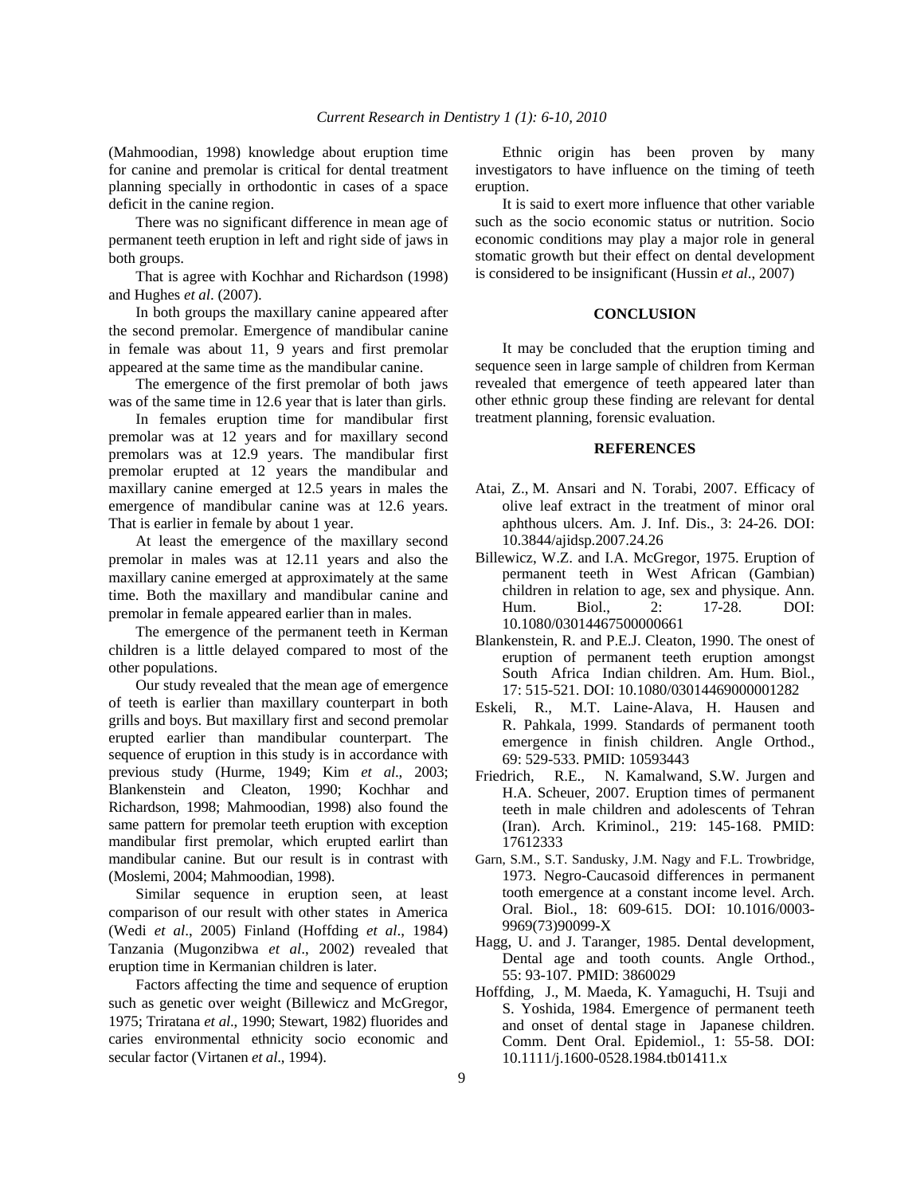(Mahmoodian, 1998) knowledge about eruption time for canine and premolar is critical for dental treatment planning specially in orthodontic in cases of a space deficit in the canine region.

There was no significant difference in mean age of permanent teeth eruption in left and right side of jaws in both groups.

That is agree with Kochhar and Richardson (1998) and Hughes *et al*. (2007).

In both groups the maxillary canine appeared after the second premolar. Emergence of mandibular canine in female was about 11, 9 years and first premolar appeared at the same time as the mandibular canine.

The emergence of the first premolar of both jaws was of the same time in 12.6 year that is later than girls.

In females eruption time for mandibular first premolar was at 12 years and for maxillary second premolars was at 12.9 years. The mandibular first premolar erupted at 12 years the mandibular and maxillary canine emerged at 12.5 years in males the emergence of mandibular canine was at 12.6 years. That is earlier in female by about 1 year.

At least the emergence of the maxillary second premolar in males was at 12.11 years and also the maxillary canine emerged at approximately at the same time. Both the maxillary and mandibular canine and premolar in female appeared earlier than in males.

The emergence of the permanent teeth in Kerman children is a little delayed compared to most of the other populations.

Our study revealed that the mean age of emergence of teeth is earlier than maxillary counterpart in both grills and boys. But maxillary first and second premolar erupted earlier than mandibular counterpart. The sequence of eruption in this study is in accordance with previous study (Hurme, 1949; Kim *et al*., 2003; Blankenstein and Cleaton, 1990; Kochhar and Richardson, 1998; Mahmoodian, 1998) also found the same pattern for premolar teeth eruption with exception mandibular first premolar, which erupted earlirt than mandibular canine. But our result is in contrast with (Moslemi, 2004; Mahmoodian, 1998).

Similar sequence in eruption seen, at least comparison of our result with other states in America (Wedi *et al*., 2005) Finland (Hoffding *et al*., 1984) Tanzania (Mugonzibwa *et al*., 2002) revealed that eruption time in Kermanian children is later.

Factors affecting the time and sequence of eruption such as genetic over weight (Billewicz and McGregor, 1975; Triratana *et al*., 1990; Stewart, 1982) fluorides and caries environmental ethnicity socio economic and secular factor (Virtanen *et al*., 1994).

Ethnic origin has been proven by many investigators to have influence on the timing of teeth eruption.

It is said to exert more influence that other variable such as the socio economic status or nutrition. Socio economic conditions may play a major role in general stomatic growth but their effect on dental development is considered to be insignificant (Hussin *et al*., 2007)

## CONCLUSION

It may be concluded that the eruption timing and sequence seen in large sample of children from Kerman revealed that emergence of teeth appeared later than other ethnic group these finding are relevant for dental treatment planning, forensic evaluation.

## REFERENCES

Atai, Z., M. Ansari and N. Torabi, 2007. Efficacy of olive leaf extract in the treatment of minor oral aphthous ulcers. Am. J. Inf. Dis., 3: 24-26. DOI: 10.3844/ajidsp.2007.24.26

Billewicz, W.Z. and I.A. McGregor, 1975. Eruption of permanent teeth in West African (Gambian) children in relation to age, sex and physique. Ann. Hum. Biol., 2: 17-28. DOI: 10.1080/03014467500000661

Blankenstein, R. and P.E.J. Cleaton, 1990. The onest of eruption of permanent teeth eruption amongst South Africa Indian children. Am. Hum. Biol., 17: 515-521. DOI: 10.1080/03014469000001282

Eskeli, R., M.T. Laine-Alava, H. Hausen and R. Pahkala, 1999. Standards of permanent tooth emergence in finish children. Angle Orthod., 69: 529-533. PMID: 10593443

Friedrich, R.E., N. Kamalwand, S.W. Jurgen and H.A. Scheuer, 2007. Eruption times of permanent teeth in male children and adolescents of Tehran (Iran). Arch. Kriminol., 219: 145-168. PMID: 17612333

Garn, S.M., S.T. Sandusky, J.M. Nagy and F.L. Trowbridge, 1973. Negro-Caucasoid differences in permanent tooth emergence at a constant income level. Arch. Oral. Biol., 18: 609-615. DOI: 10.1016/0003-9969(73)90099-X

Hagg, U. and J. Taranger, 1985. Dental development, Dental age and tooth counts. Angle Orthod., 55: 93-107. PMID: 3860029

Hoffding, J., M. Maeda, K. Yamaguchi, H. Tsuji and S. Yoshida, 1984. Emergence of permanent teeth and onset of dental stage in Japanese children. Comm. Dent Oral. Epidemiol., 1: 55-58. DOI: 10.1111/j.1600-0528.1984.tb01411.x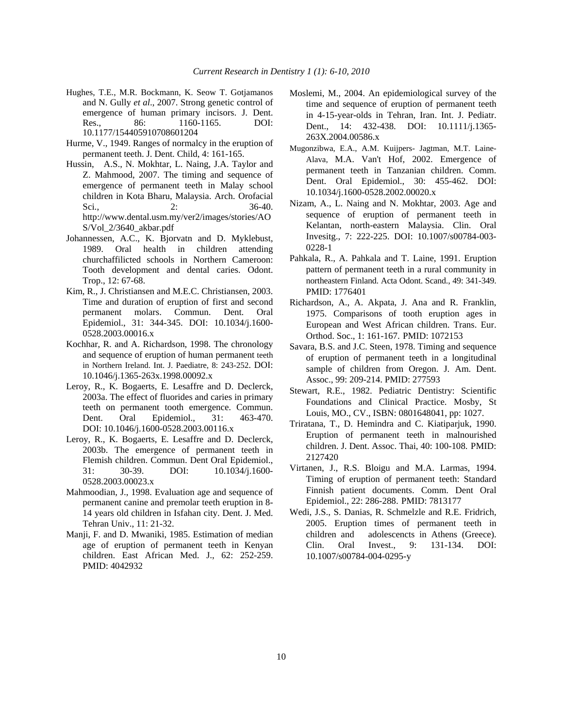Hughes, T.E., M.R. Bockmann, K. Seow T. Gotjamanos and N. Gully *et al*., 2007. Strong genetic control of emergence of human primary incisors. J. Dent. Res., 86: 1160-1165. DOI: 10.1177/154405910708601204

Hurme, V., 1949. Ranges of normalcy in the eruption of permanent teeth. J. Dent. Child, 4: 161-165.

Hussin, A.S., N. Mokhtar, L. Naing, J.A. Taylor and Z. Mahmood, 2007. The timing and sequence of emergence of permanent teeth in Malay school children in Kota Bharu, Malaysia. Arch. Orofacial Sci., 2: 36-40. http://www.dental.usm.my/ver2/images/stories/AOS/Vol_2/3640_akbar.pdf

Johannessen, A.C., K. Bjorvatn and D. Myklebust, 1989. Oral health in children attending churchaffilicted schools in Northern Cameroon: Tooth development and dental caries. Odont. Trop., 12: 67-68.

Kim, R., J. Christiansen and M.E.C. Christiansen, 2003. Time and duration of eruption of first and second permanent molars. Commun. Dent. Oral Epidemiol., 31: 344-345. DOI: 10.1034/j.1600-0528.2003.00016.x

Kochhar, R. and A. Richardson, 1998. The chronology and sequence of eruption of human permanent teeth in Northern Ireland. Int. J. Paediatre, 8: 243-252. DOI: 10.1046/j.1365-263x.1998.00092.x

Leroy, R., K. Bogaerts, E. Lesaffre and D. Declerck, 2003a. The effect of fluorides and caries in primary teeth on permanent tooth emergence. Commun. Dent. Oral Epidemiol., 31: 463-470. DOI: 10.1046/j.1600-0528.2003.00116.x

Leroy, R., K. Bogaerts, E. Lesaffre and D. Declerck, 2003b. The emergence of permanent teeth in Flemish children. Commun. Dent Oral Epidemiol., 31: 30-39. DOI: 10.1034/j.1600-0528.2003.00023.x

Mahmoodian, J., 1998. Evaluation age and sequence of permanent canine and premolar teeth eruption in 8-14 years old children in Isfahan city. Dent. J. Med. Tehran Univ., 11: 21-32.

Manji, F. and D. Mwaniki, 1985. Estimation of median age of eruption of permanent teeth in Kenyan children. East African Med. J., 62: 252-259. PMID: 4042932

Moslemi, M., 2004. An epidemiological survey of the time and sequence of eruption of permanent teeth in 4-15-year-olds in Tehran, Iran. Int. J. Pediatr. Dent., 14: 432-438. DOI: 10.1111/j.1365-263X.2004.00586.x

Mugonzibwa, E.A., A.M. Kuijpers- Jagtman, M.T. Laine-Alava, M.A. Van't Hof, 2002. Emergence of permanent teeth in Tanzanian children. Comm. Dent. Oral Epidemiol., 30: 455-462. DOI: 10.1034/j.1600-0528.2002.00020.x

Nizam, A., L. Naing and N. Mokhtar, 2003. Age and sequence of eruption of permanent teeth in Kelantan, north-eastern Malaysia. Clin. Oral Invesitg., 7: 222-225. DOI: 10.1007/s00784-003-0228-1

Pahkala, R., A. Pahkala and T. Laine, 1991. Eruption pattern of permanent teeth in a rural community in northeastern Finland. Acta Odont. Scand., 49: 341-349. PMID: 1776401

Richardson, A., A. Akpata, J. Ana and R. Franklin, 1975. Comparisons of tooth eruption ages in European and West African children. Trans. Eur. Orthod. Soc., 1: 161-167. PMID: 1072153

Savara, B.S. and J.C. Steen, 1978. Timing and sequence of eruption of permanent teeth in a longitudinal sample of children from Oregon. J. Am. Dent. Assoc., 99: 209-214. PMID: 277593

Stewart, R.E., 1982. Pediatric Dentistry: Scientific Foundations and Clinical Practice. Mosby, St Louis, MO., CV., ISBN: 0801648041, pp: 1027.

Triratana, T., D. Hemindra and C. Kiatiparjuk, 1990. Eruption of permanent teeth in malnourished children. J. Dent. Assoc. Thai, 40: 100-108. PMID: 2127420

Virtanen, J., R.S. Bloigu and M.A. Larmas, 1994. Timing of eruption of permanent teeth: Standard Finnish patient documents. Comm. Dent Oral Epidemiol., 22: 286-288. PMID: 7813177

Wedi, J.S., S. Danias, R. Schmelzle and R.E. Fridrich, 2005. Eruption times of permanent teeth in children and adolescencts in Athens (Greece). Clin. Oral Invest., 9: 131-134. DOI: 10.1007/s00784-004-0295-y